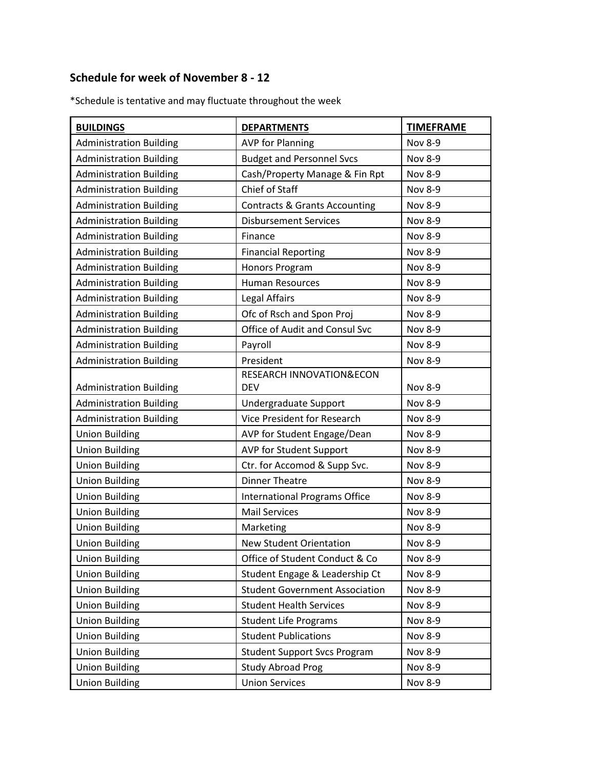## Schedule for week of November 8 - 12

*Schedule is tentative and may fluctuate throughout the week

| BUILDINGS | DEPARTMENTS | TIMEFRAME |
|---|---|---|
| Administration Building | AVP for Planning | Nov 8-9 |
| Administration Building | Budget and Personnel Svcs | Nov 8-9 |
| Administration Building | Cash/Property Manage & Fin Rpt | Nov 8-9 |
| Administration Building | Chief of Staff | Nov 8-9 |
| Administration Building | Contracts & Grants Accounting | Nov 8-9 |
| Administration Building | Disbursement Services | Nov 8-9 |
| Administration Building | Finance | Nov 8-9 |
| Administration Building | Financial Reporting | Nov 8-9 |
| Administration Building | Honors Program | Nov 8-9 |
| Administration Building | Human Resources | Nov 8-9 |
| Administration Building | Legal Affairs | Nov 8-9 |
| Administration Building | Ofc of Rsch and Spon Proj | Nov 8-9 |
| Administration Building | Office of Audit and Consul Svc | Nov 8-9 |
| Administration Building | Payroll | Nov 8-9 |
| Administration Building | President | Nov 8-9 |
| Administration Building | RESEARCH INNOVATION&ECON DEV | Nov 8-9 |
| Administration Building | Undergraduate Support | Nov 8-9 |
| Administration Building | Vice President for Research | Nov 8-9 |
| Union Building | AVP for Student Engage/Dean | Nov 8-9 |
| Union Building | AVP for Student Support | Nov 8-9 |
| Union Building | Ctr. for Accomod & Supp Svc. | Nov 8-9 |
| Union Building | Dinner Theatre | Nov 8-9 |
| Union Building | International Programs Office | Nov 8-9 |
| Union Building | Mail Services | Nov 8-9 |
| Union Building | Marketing | Nov 8-9 |
| Union Building | New Student Orientation | Nov 8-9 |
| Union Building | Office of Student Conduct & Co | Nov 8-9 |
| Union Building | Student Engage & Leadership Ct | Nov 8-9 |
| Union Building | Student Government Association | Nov 8-9 |
| Union Building | Student Health Services | Nov 8-9 |
| Union Building | Student Life Programs | Nov 8-9 |
| Union Building | Student Publications | Nov 8-9 |
| Union Building | Student Support Svcs Program | Nov 8-9 |
| Union Building | Study Abroad Prog | Nov 8-9 |
| Union Building | Union Services | Nov 8-9 |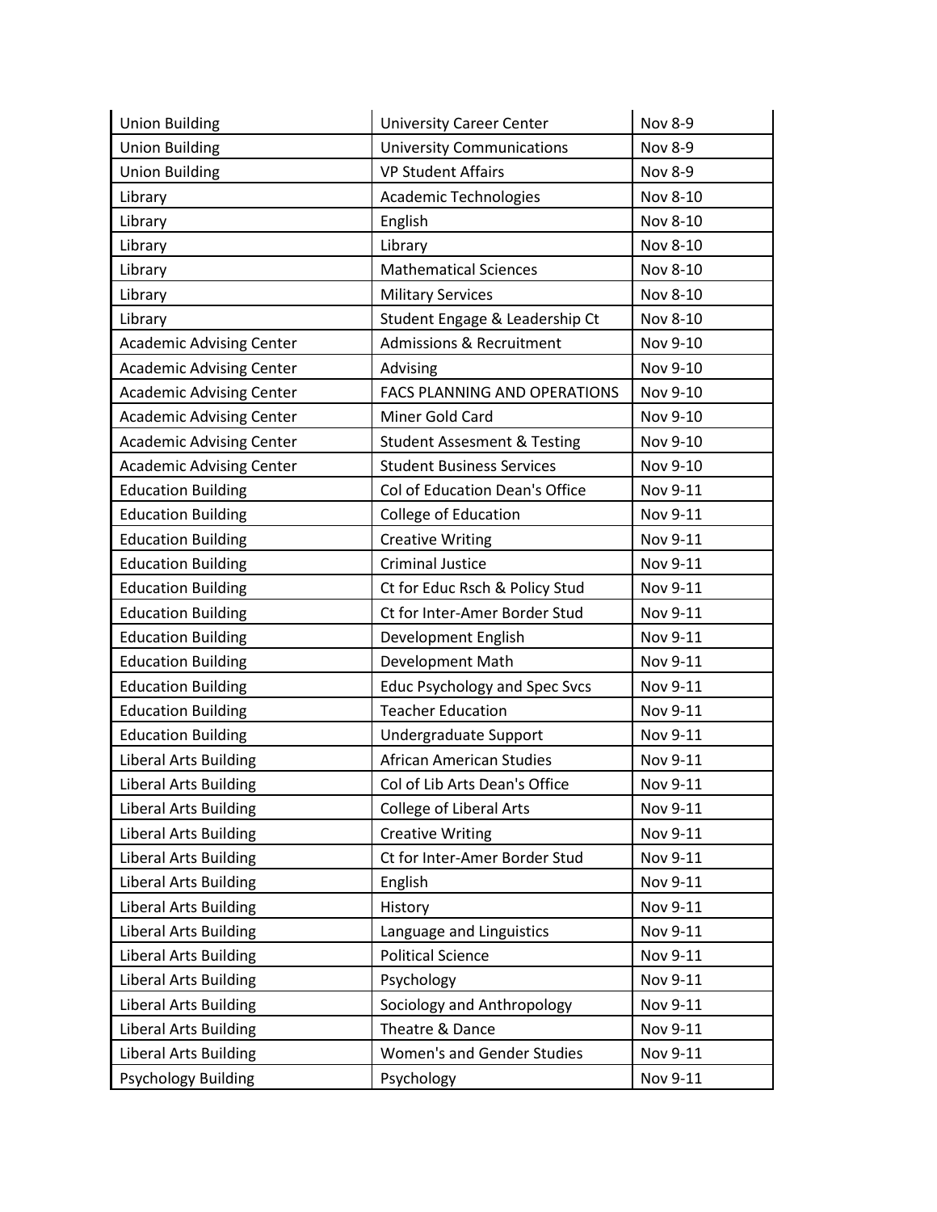| Union Building | University Career Center | Nov 8-9 |
|---|---|---|
| Union Building | University Communications | Nov 8-9 |
| Union Building | VP Student Affairs | Nov 8-9 |
| Library | Academic Technologies | Nov 8-10 |
| Library | English | Nov 8-10 |
| Library | Library | Nov 8-10 |
| Library | Mathematical Sciences | Nov 8-10 |
| Library | Military Services | Nov 8-10 |
| Library | Student Engage & Leadership Ct | Nov 8-10 |
| Academic Advising Center | Admissions & Recruitment | Nov 9-10 |
| Academic Advising Center | Advising | Nov 9-10 |
| Academic Advising Center | FACS PLANNING AND OPERATIONS | Nov 9-10 |
| Academic Advising Center | Miner Gold Card | Nov 9-10 |
| Academic Advising Center | Student Assesment & Testing | Nov 9-10 |
| Academic Advising Center | Student Business Services | Nov 9-10 |
| Education Building | Col of Education Dean's Office | Nov 9-11 |
| Education Building | College of Education | Nov 9-11 |
| Education Building | Creative Writing | Nov 9-11 |
| Education Building | Criminal Justice | Nov 9-11 |
| Education Building | Ct for Educ Rsch & Policy Stud | Nov 9-11 |
| Education Building | Ct for Inter-Amer Border Stud | Nov 9-11 |
| Education Building | Development English | Nov 9-11 |
| Education Building | Development Math | Nov 9-11 |
| Education Building | Educ Psychology and Spec Svcs | Nov 9-11 |
| Education Building | Teacher Education | Nov 9-11 |
| Education Building | Undergraduate Support | Nov 9-11 |
| Liberal Arts Building | African American Studies | Nov 9-11 |
| Liberal Arts Building | Col of Lib Arts Dean's Office | Nov 9-11 |
| Liberal Arts Building | College of Liberal Arts | Nov 9-11 |
| Liberal Arts Building | Creative Writing | Nov 9-11 |
| Liberal Arts Building | Ct for Inter-Amer Border Stud | Nov 9-11 |
| Liberal Arts Building | English | Nov 9-11 |
| Liberal Arts Building | History | Nov 9-11 |
| Liberal Arts Building | Language and Linguistics | Nov 9-11 |
| Liberal Arts Building | Political Science | Nov 9-11 |
| Liberal Arts Building | Psychology | Nov 9-11 |
| Liberal Arts Building | Sociology and Anthropology | Nov 9-11 |
| Liberal Arts Building | Theatre & Dance | Nov 9-11 |
| Liberal Arts Building | Women's and Gender Studies | Nov 9-11 |
| Psychology Building | Psychology | Nov 9-11 |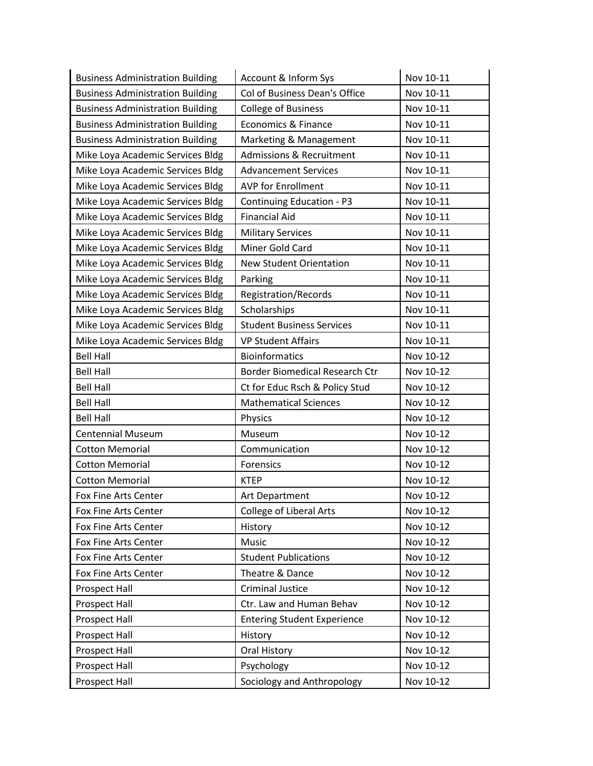| Business Administration Building | Account & Inform Sys | Nov 10-11 |
|---|---|---|
| Business Administration Building | Col of Business Dean's Office | Nov 10-11 |
| Business Administration Building | College of Business | Nov 10-11 |
| Business Administration Building | Economics & Finance | Nov 10-11 |
| Business Administration Building | Marketing & Management | Nov 10-11 |
| Mike Loya Academic Services Bldg | Admissions & Recruitment | Nov 10-11 |
| Mike Loya Academic Services Bldg | Advancement Services | Nov 10-11 |
| Mike Loya Academic Services Bldg | AVP for Enrollment | Nov 10-11 |
| Mike Loya Academic Services Bldg | Continuing Education - P3 | Nov 10-11 |
| Mike Loya Academic Services Bldg | Financial Aid | Nov 10-11 |
| Mike Loya Academic Services Bldg | Military Services | Nov 10-11 |
| Mike Loya Academic Services Bldg | Miner Gold Card | Nov 10-11 |
| Mike Loya Academic Services Bldg | New Student Orientation | Nov 10-11 |
| Mike Loya Academic Services Bldg | Parking | Nov 10-11 |
| Mike Loya Academic Services Bldg | Registration/Records | Nov 10-11 |
| Mike Loya Academic Services Bldg | Scholarships | Nov 10-11 |
| Mike Loya Academic Services Bldg | Student Business Services | Nov 10-11 |
| Mike Loya Academic Services Bldg | VP Student Affairs | Nov 10-11 |
| Bell Hall | Bioinformatics | Nov 10-12 |
| Bell Hall | Border Biomedical Research Ctr | Nov 10-12 |
| Bell Hall | Ct for Educ Rsch & Policy Stud | Nov 10-12 |
| Bell Hall | Mathematical Sciences | Nov 10-12 |
| Bell Hall | Physics | Nov 10-12 |
| Centennial Museum | Museum | Nov 10-12 |
| Cotton Memorial | Communication | Nov 10-12 |
| Cotton Memorial | Forensics | Nov 10-12 |
| Cotton Memorial | KTEP | Nov 10-12 |
| Fox Fine Arts Center | Art Department | Nov 10-12 |
| Fox Fine Arts Center | College of Liberal Arts | Nov 10-12 |
| Fox Fine Arts Center | History | Nov 10-12 |
| Fox Fine Arts Center | Music | Nov 10-12 |
| Fox Fine Arts Center | Student Publications | Nov 10-12 |
| Fox Fine Arts Center | Theatre & Dance | Nov 10-12 |
| Prospect Hall | Criminal Justice | Nov 10-12 |
| Prospect Hall | Ctr. Law and Human Behav | Nov 10-12 |
| Prospect Hall | Entering Student Experience | Nov 10-12 |
| Prospect Hall | History | Nov 10-12 |
| Prospect Hall | Oral History | Nov 10-12 |
| Prospect Hall | Psychology | Nov 10-12 |
| Prospect Hall | Sociology and Anthropology | Nov 10-12 |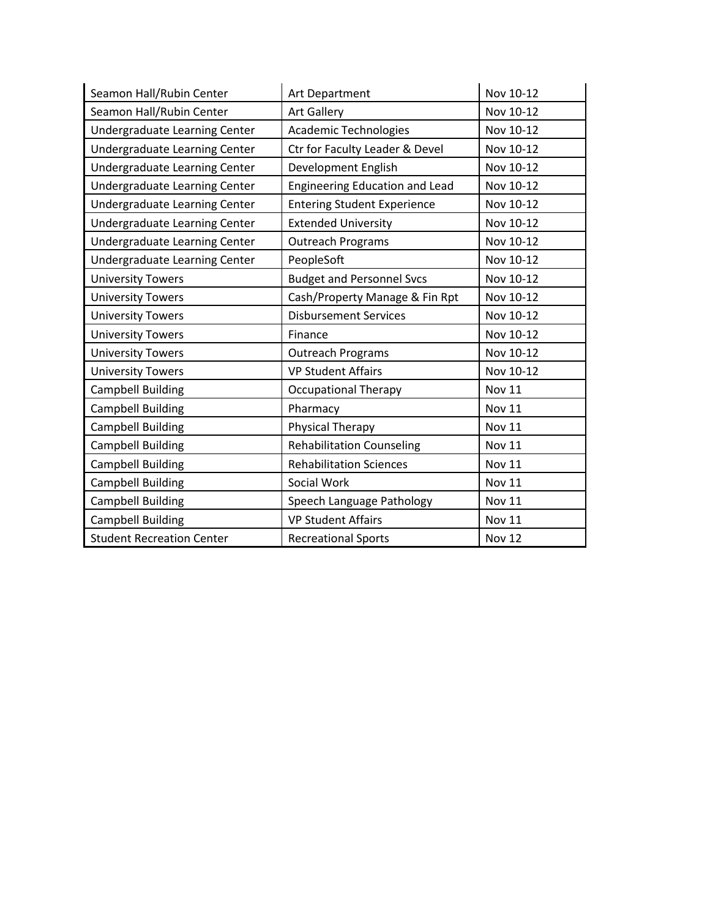| | | |
|---|---|---|
| Seamon Hall/Rubin Center | Art Department | Nov 10-12 |
| Seamon Hall/Rubin Center | Art Gallery | Nov 10-12 |
| Undergraduate Learning Center | Academic Technologies | Nov 10-12 |
| Undergraduate Learning Center | Ctr for Faculty Leader & Devel | Nov 10-12 |
| Undergraduate Learning Center | Development English | Nov 10-12 |
| Undergraduate Learning Center | Engineering Education and Lead | Nov 10-12 |
| Undergraduate Learning Center | Entering Student Experience | Nov 10-12 |
| Undergraduate Learning Center | Extended University | Nov 10-12 |
| Undergraduate Learning Center | Outreach Programs | Nov 10-12 |
| Undergraduate Learning Center | PeopleSoft | Nov 10-12 |
| University Towers | Budget and Personnel Svcs | Nov 10-12 |
| University Towers | Cash/Property Manage & Fin Rpt | Nov 10-12 |
| University Towers | Disbursement Services | Nov 10-12 |
| University Towers | Finance | Nov 10-12 |
| University Towers | Outreach Programs | Nov 10-12 |
| University Towers | VP Student Affairs | Nov 10-12 |
| Campbell Building | Occupational Therapy | Nov 11 |
| Campbell Building | Pharmacy | Nov 11 |
| Campbell Building | Physical Therapy | Nov 11 |
| Campbell Building | Rehabilitation Counseling | Nov 11 |
| Campbell Building | Rehabilitation Sciences | Nov 11 |
| Campbell Building | Social Work | Nov 11 |
| Campbell Building | Speech Language Pathology | Nov 11 |
| Campbell Building | VP Student Affairs | Nov 11 |
| Student Recreation Center | Recreational Sports | Nov 12 |